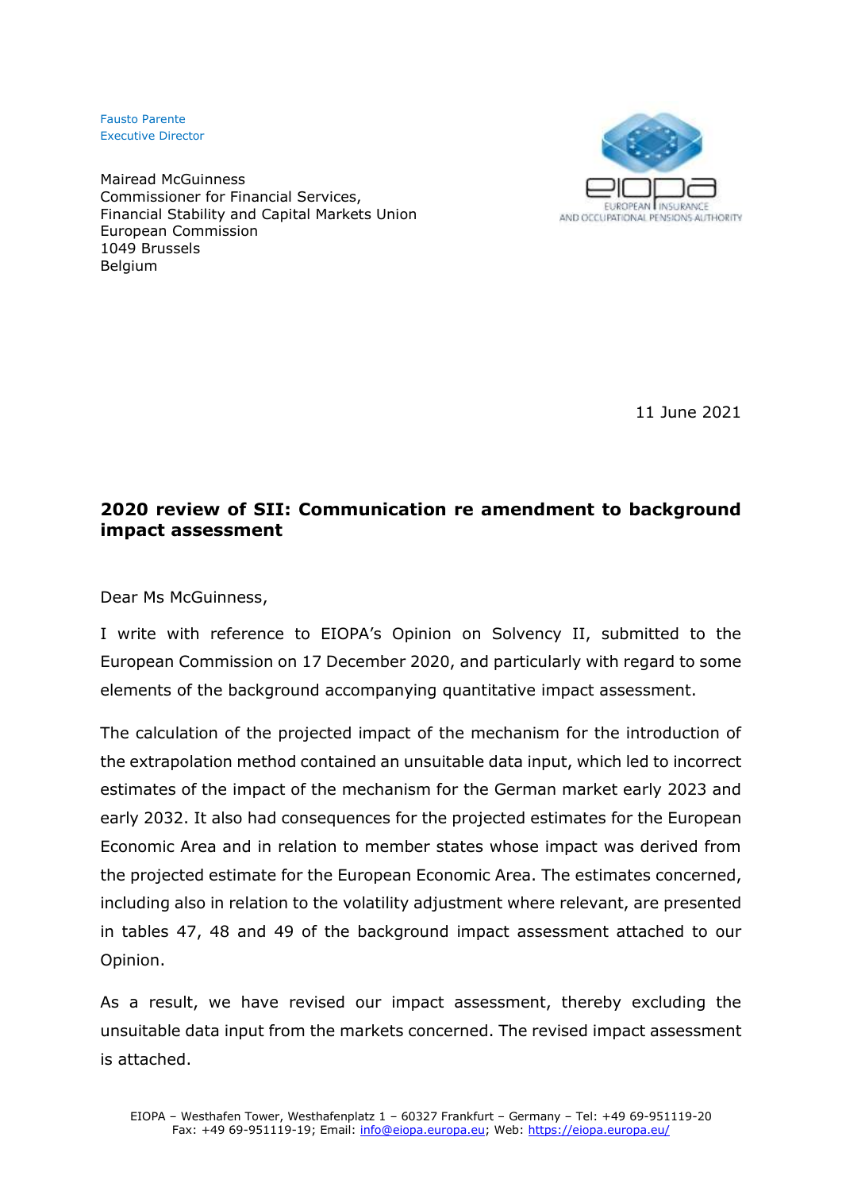Fausto Parente
Executive Director

Mairead McGuinness
Commissioner for Financial Services,
Financial Stability and Capital Markets Union
European Commission
1049 Brussels
Belgium

11 June 2021

**2020 review of SII: Communication re amendment to background impact assessment**

Dear Ms McGuinness,

I write with reference to EIOPA's Opinion on Solvency II, submitted to the European Commission on 17 December 2020, and particularly with regard to some elements of the background accompanying quantitative impact assessment.

The calculation of the projected impact of the mechanism for the introduction of the extrapolation method contained an unsuitable data input, which led to incorrect estimates of the impact of the mechanism for the German market early 2023 and early 2032. It also had consequences for the projected estimates for the European Economic Area and in relation to member states whose impact was derived from the projected estimate for the European Economic Area. The estimates concerned, including also in relation to the volatility adjustment where relevant, are presented in tables 47, 48 and 49 of the background impact assessment attached to our Opinion.

As a result, we have revised our impact assessment, thereby excluding the unsuitable data input from the markets concerned. The revised impact assessment is attached.

EIOPA – Westhafen Tower, Westhafenplatz 1 – 60327 Frankfurt – Germany – Tel: +49 69-951119-20
Fax: +49 69-951119-19; Email: info@eiopa.europa.eu; Web: https://eiopa.europa.eu/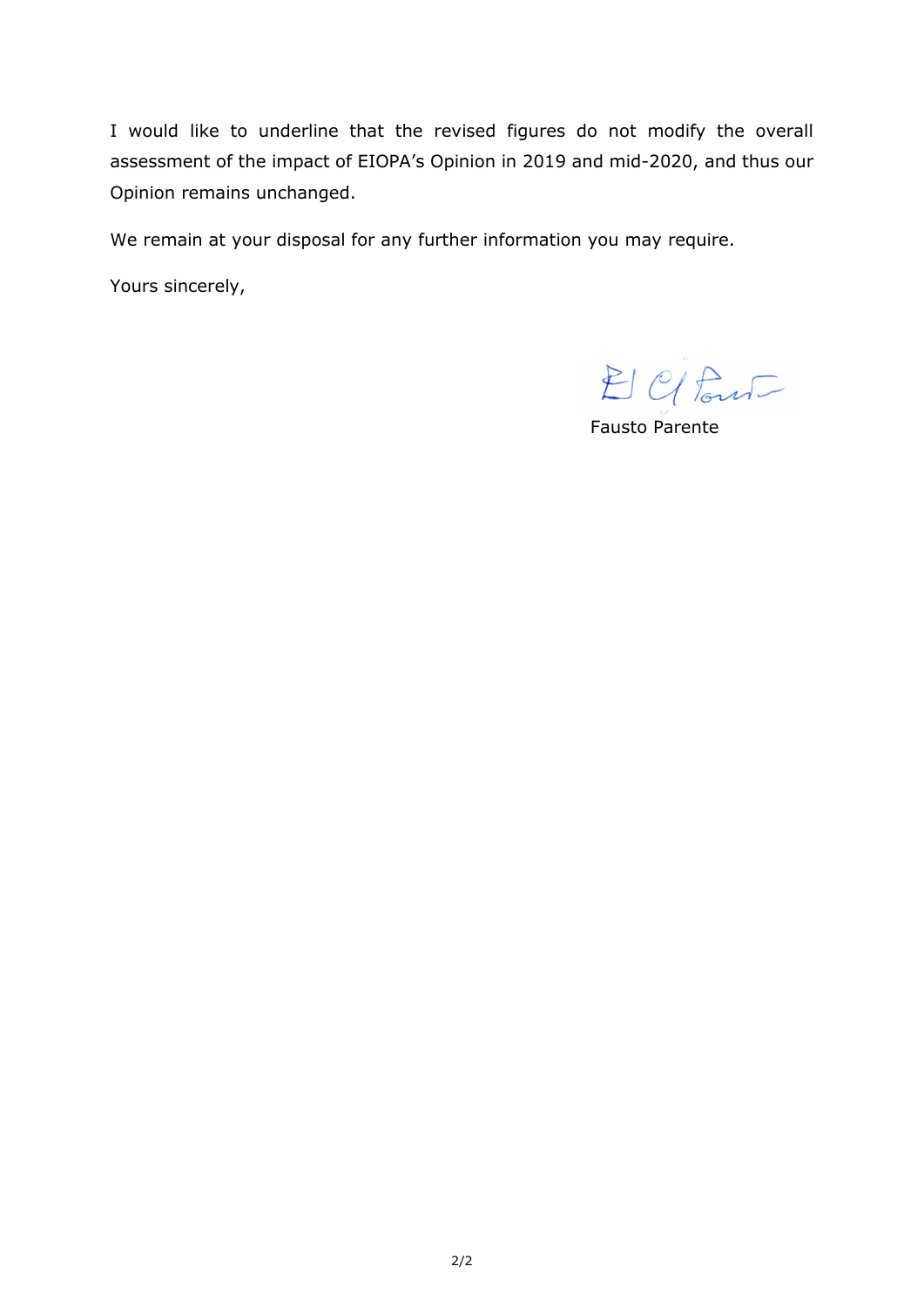I would like to underline that the revised figures do not modify the overall assessment of the impact of EIOPA's Opinion in 2019 and mid-2020, and thus our Opinion remains unchanged.

We remain at your disposal for any further information you may require.

Yours sincerely,

Fausto Parente